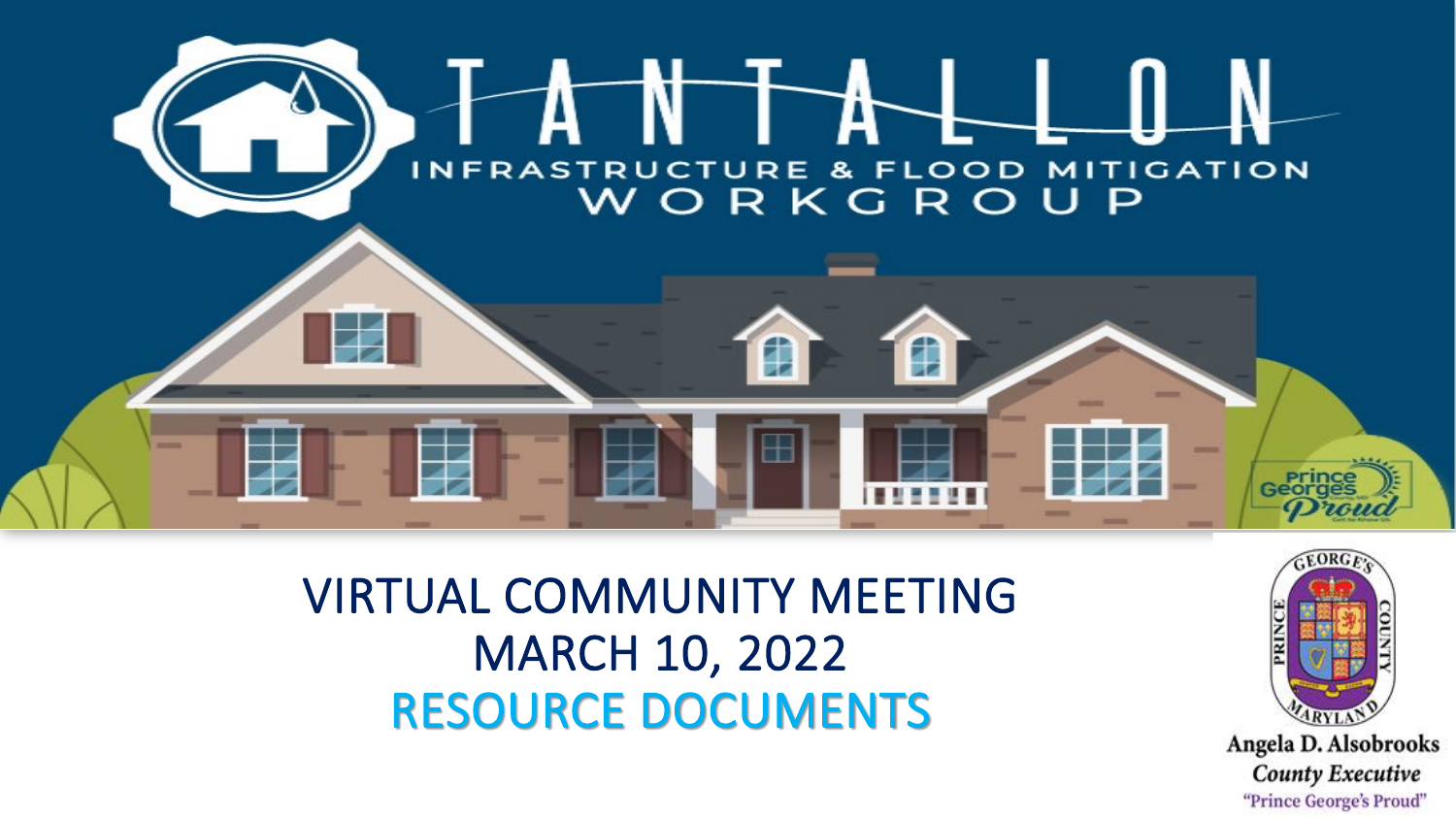# TANTALLON

## INFRASTRUCTURE & FLOOD MITIGATION WORKGROUP

VIRTUAL COMMUNITY MEETING
MARCH 10, 2022
RESOURCE DOCUMENTS

Angela D. Alsobrooks
*County Executive*
"Prince George's Proud"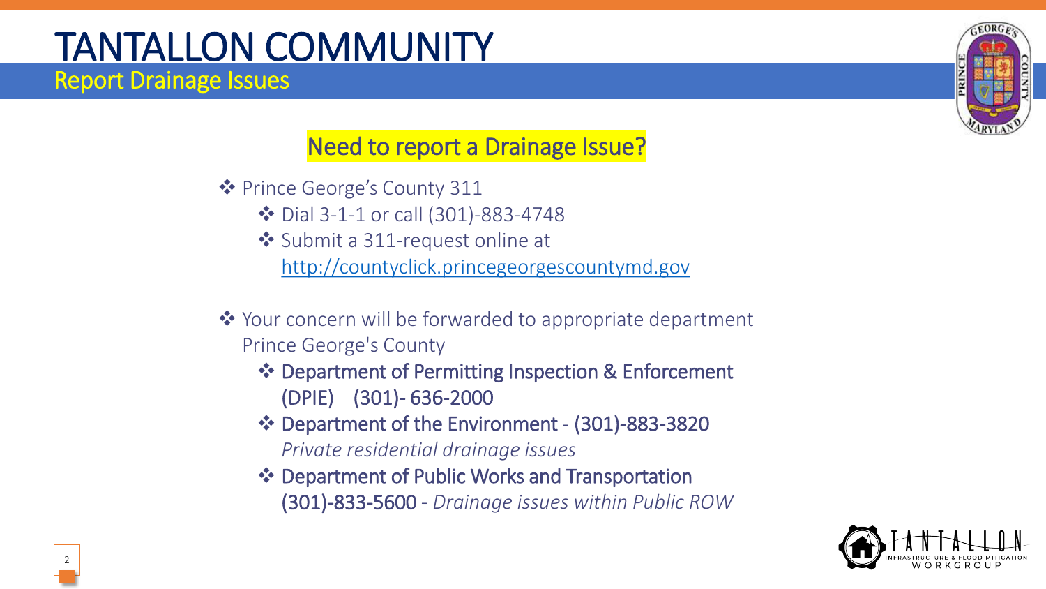# TANTALLON COMMUNITY

## Report Drainage Issues

### Need to report a Drainage Issue?

- Prince George's County 311
  - Dial 3-1-1 or call (301)-883-4748
  - Submit a 311-request online at http://countyclick.princegeorgescountymd.gov
- Your concern will be forwarded to appropriate department Prince George's County
  - Department of Permitting Inspection & Enforcement (DPIE) (301)- 636-2000
  - Department of the Environment - (301)-883-3820 *Private residential drainage issues*
  - Department of Public Works and Transportation (301)-833-5600 - *Drainage issues within Public ROW*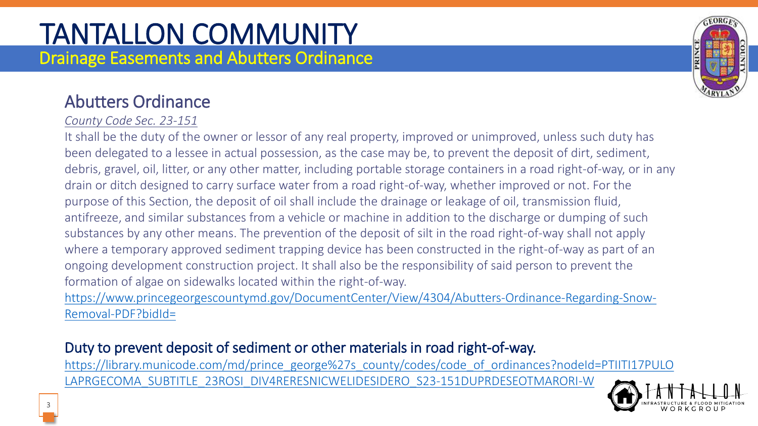# TANTALLON COMMUNITY

## Drainage Easements and Abutters Ordinance

### Abutters Ordinance

*County Code Sec. 23-151*

It shall be the duty of the owner or lessor of any real property, improved or unimproved, unless such duty has been delegated to a lessee in actual possession, as the case may be, to prevent the deposit of dirt, sediment, debris, gravel, oil, litter, or any other matter, including portable storage containers in a road right-of-way, or in any drain or ditch designed to carry surface water from a road right-of-way, whether improved or not. For the purpose of this Section, the deposit of oil shall include the drainage or leakage of oil, transmission fluid, antifreeze, and similar substances from a vehicle or machine in addition to the discharge or dumping of such substances by any other means. The prevention of the deposit of silt in the road right-of-way shall not apply where a temporary approved sediment trapping device has been constructed in the right-of-way as part of an ongoing development construction project. It shall also be the responsibility of said person to prevent the formation of algae on sidewalks located within the right-of-way.

https://www.princegeorgescountymd.gov/DocumentCenter/View/4304/Abutters-Ordinance-Regarding-Snow-Removal-PDF?bidId=

### Duty to prevent deposit of sediment or other materials in road right-of-way.

https://library.municode.com/md/prince_george%27s_county/codes/code_of_ordinances?nodeId=PTIITI17PULOLAPRGECOMA_SUBTITLE_23ROSI_DIV4RERESNICWELIDESIDERO_S23-151DUPRDESEOTMARORI-W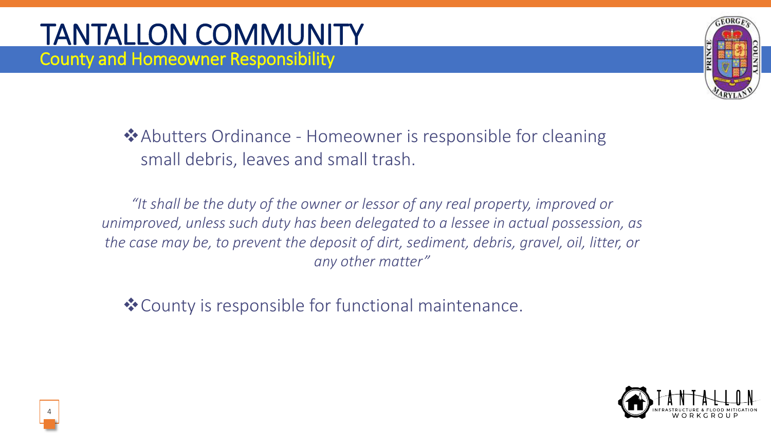# TANTALLON COMMUNITY

## County and Homeowner Responsibility

- Abutters Ordinance - Homeowner is responsible for cleaning small debris, leaves and small trash.

*"It shall be the duty of the owner or lessor of any real property, improved or unimproved, unless such duty has been delegated to a lessee in actual possession, as the case may be, to prevent the deposit of dirt, sediment, debris, gravel, oil, litter, or any other matter"*

- County is responsible for functional maintenance.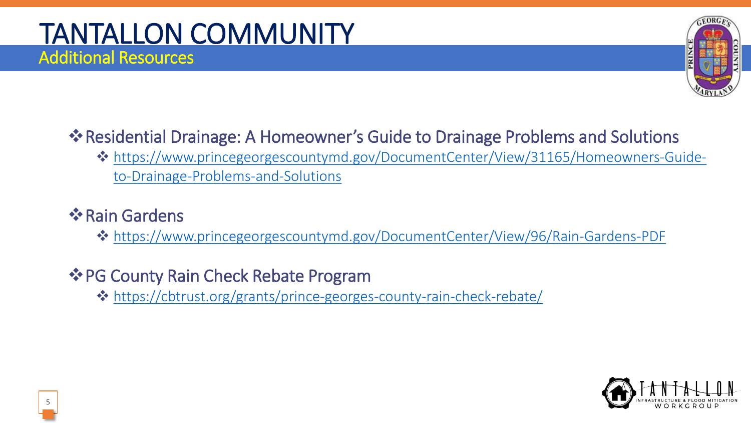# TANTALLON COMMUNITY

## Additional Resources

- Residential Drainage: A Homeowner's Guide to Drainage Problems and Solutions
  - https://www.princegeorgescountymd.gov/DocumentCenter/View/31165/Homeowners-Guide-to-Drainage-Problems-and-Solutions
- Rain Gardens
  - https://www.princegeorgescountymd.gov/DocumentCenter/View/96/Rain-Gardens-PDF
- PG County Rain Check Rebate Program
  - https://cbtrust.org/grants/prince-georges-county-rain-check-rebate/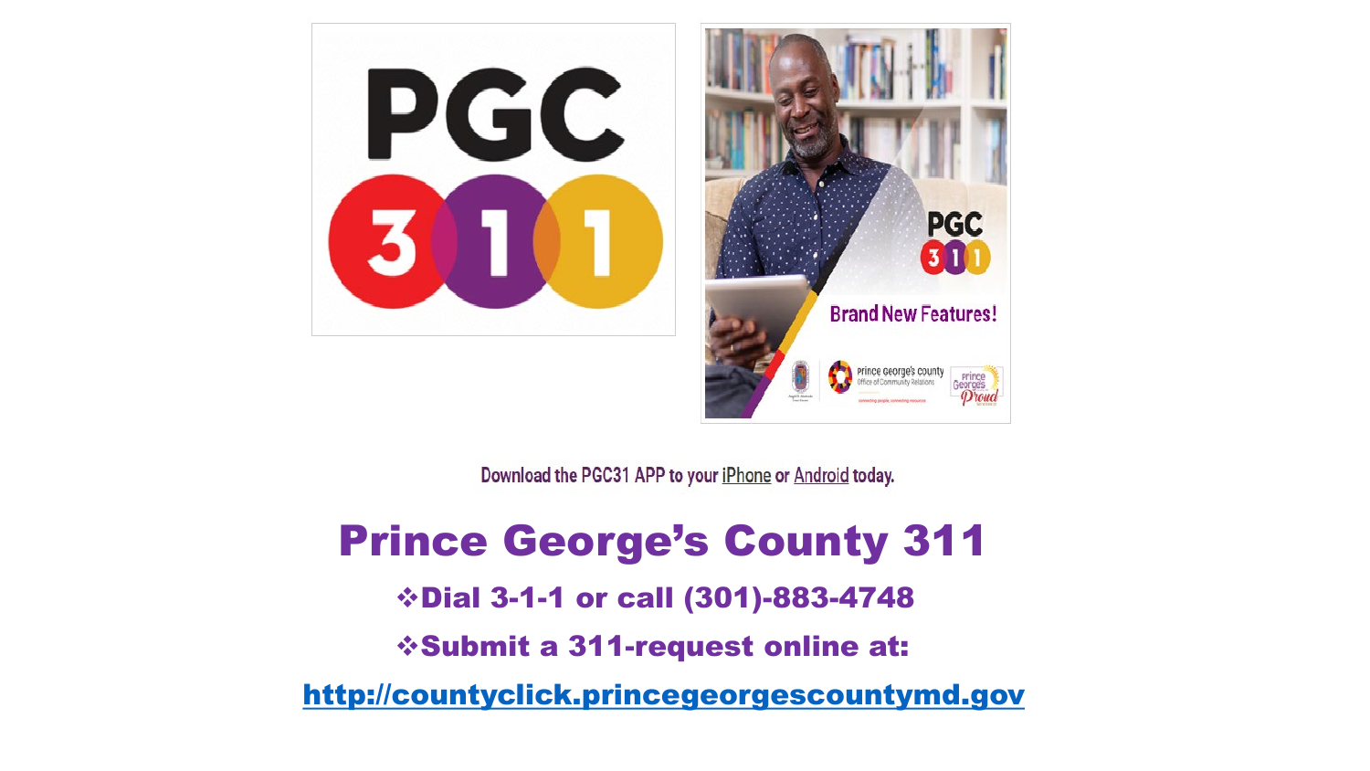Download the PGC31 APP to your iPhone or Android today.

# Prince George's County 311

❖**Dial 3-1-1 or call (301)-883-4748**

❖**Submit a 311-request online at:**

**http://countyclick.princegeorgescountymd.gov**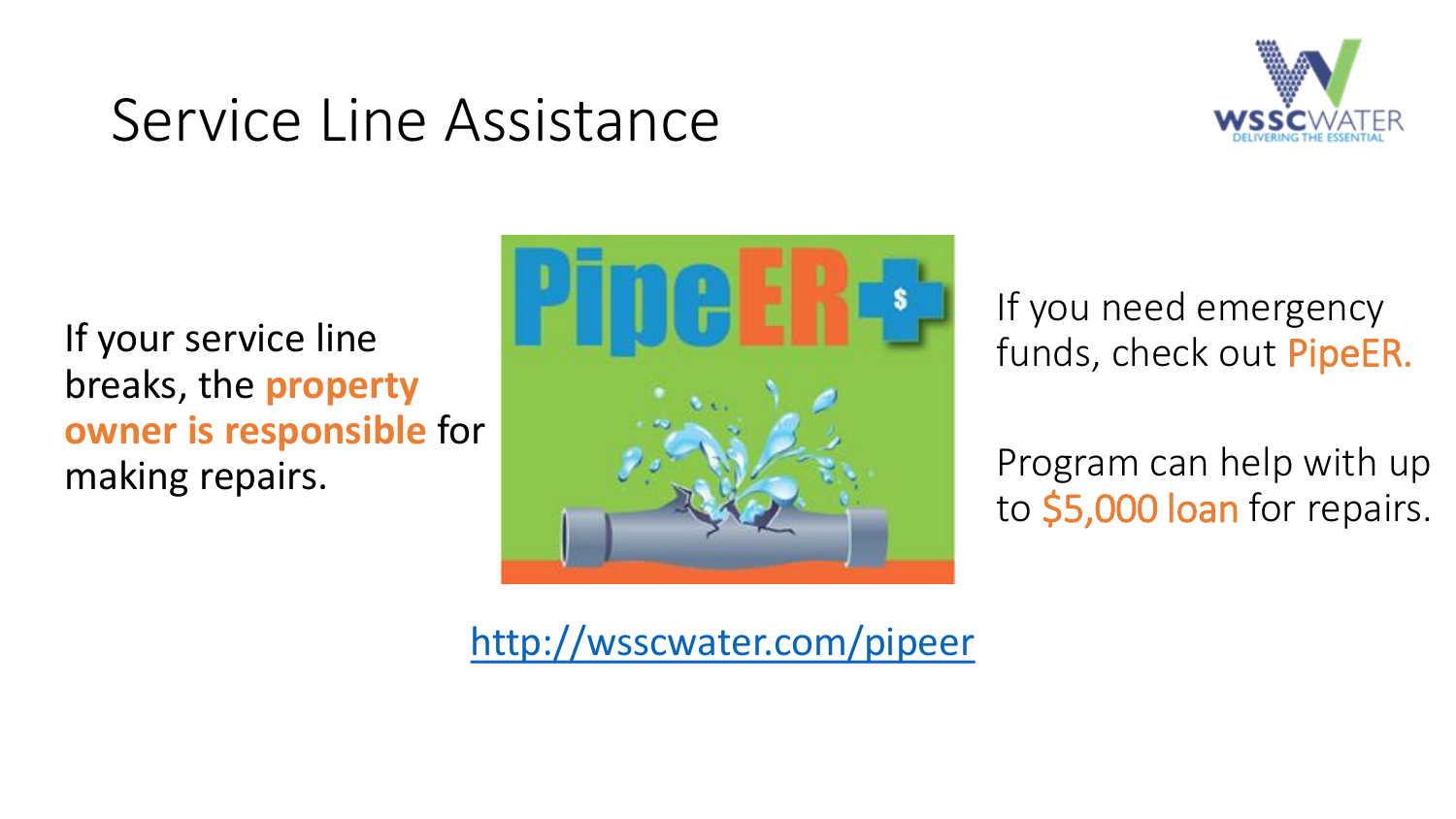# Service Line Assistance

If your service line breaks, the **property owner is responsible** for making repairs.

If you need emergency funds, check out PipeER.

Program can help with up to $5,000 loan for repairs.

http://wsscwater.com/pipeer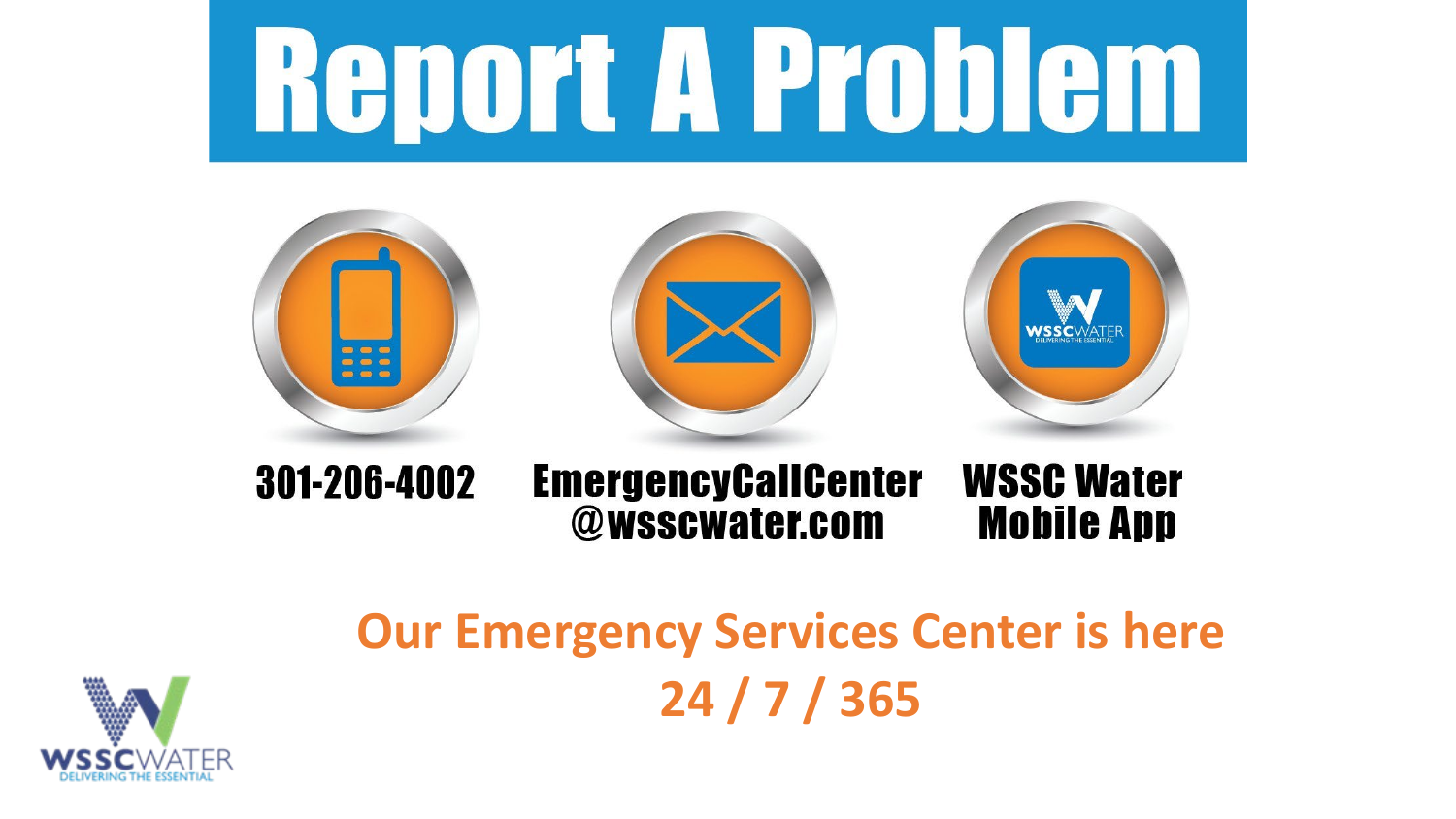# Report A Problem

301-206-4002

EmergencyCallCenter @wsscwater.com

WSSC Water Mobile App

**Our Emergency Services Center is here 24 / 7 / 365**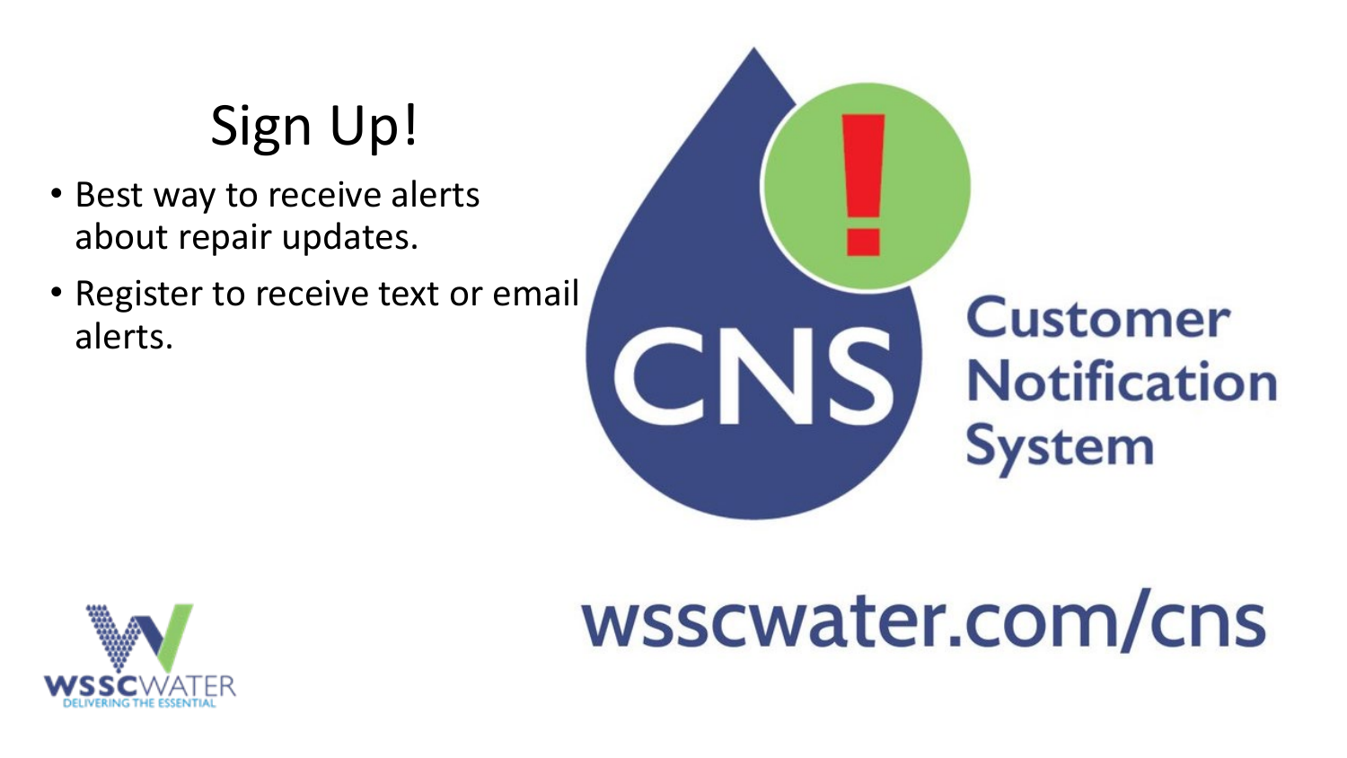# Sign Up!

- Best way to receive alerts about repair updates.
- Register to receive text or email alerts.

CNS

Customer Notification System

wsscwater.com/cns

WSSC WATER
DELIVERING THE ESSENTIAL